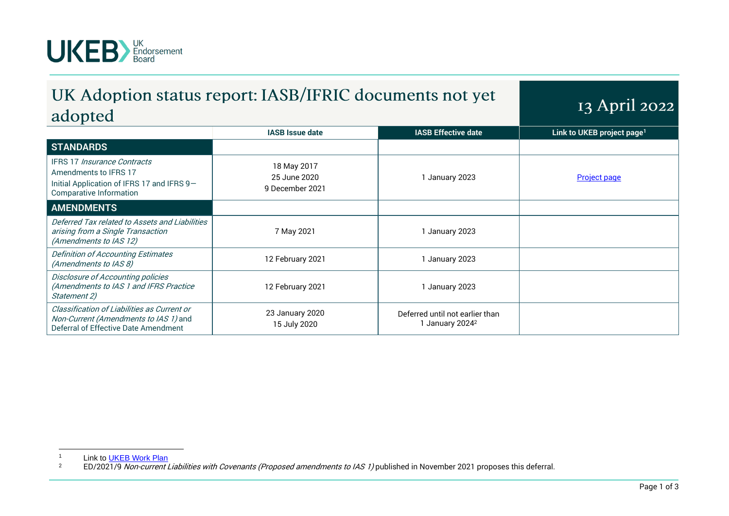UKEB UK Endorsement Board

# UK Adoption status report: IASB/IFRIC documents not yet adopted

13 April 2022

| | IASB Issue date | IASB Effective date | Link to UKEB project page[1] |
|---|---|---|---|
| **STANDARDS** | | | |
| IFRS 17 *Insurance Contracts*<br>Amendments to IFRS 17<br>Initial Application of IFRS 17 and IFRS 9—Comparative Information | 18 May 2017<br>25 June 2020<br>9 December 2021 | 1 January 2023 | Project page |
| **AMENDMENTS** | | | |
| *Deferred Tax related to Assets and Liabilities arising from a Single Transaction (Amendments to IAS 12)* | 7 May 2021 | 1 January 2023 | |
| *Definition of Accounting Estimates (Amendments to IAS 8)* | 12 February 2021 | 1 January 2023 | |
| *Disclosure of Accounting policies (Amendments to IAS 1 and IFRS Practice Statement 2)* | 12 February 2021 | 1 January 2023 | |
| *Classification of Liabilities as Current or Non-Current (Amendments to IAS 1)* and Deferral of Effective Date Amendment | 23 January 2020<br>15 July 2020 | Deferred until not earlier than 1 January 2024[2] | |

[1] Link to UKEB Work Plan

[2] ED/2021/9 *Non-current Liabilities with Covenants (Proposed amendments to IAS 1)* published in November 2021 proposes this deferral.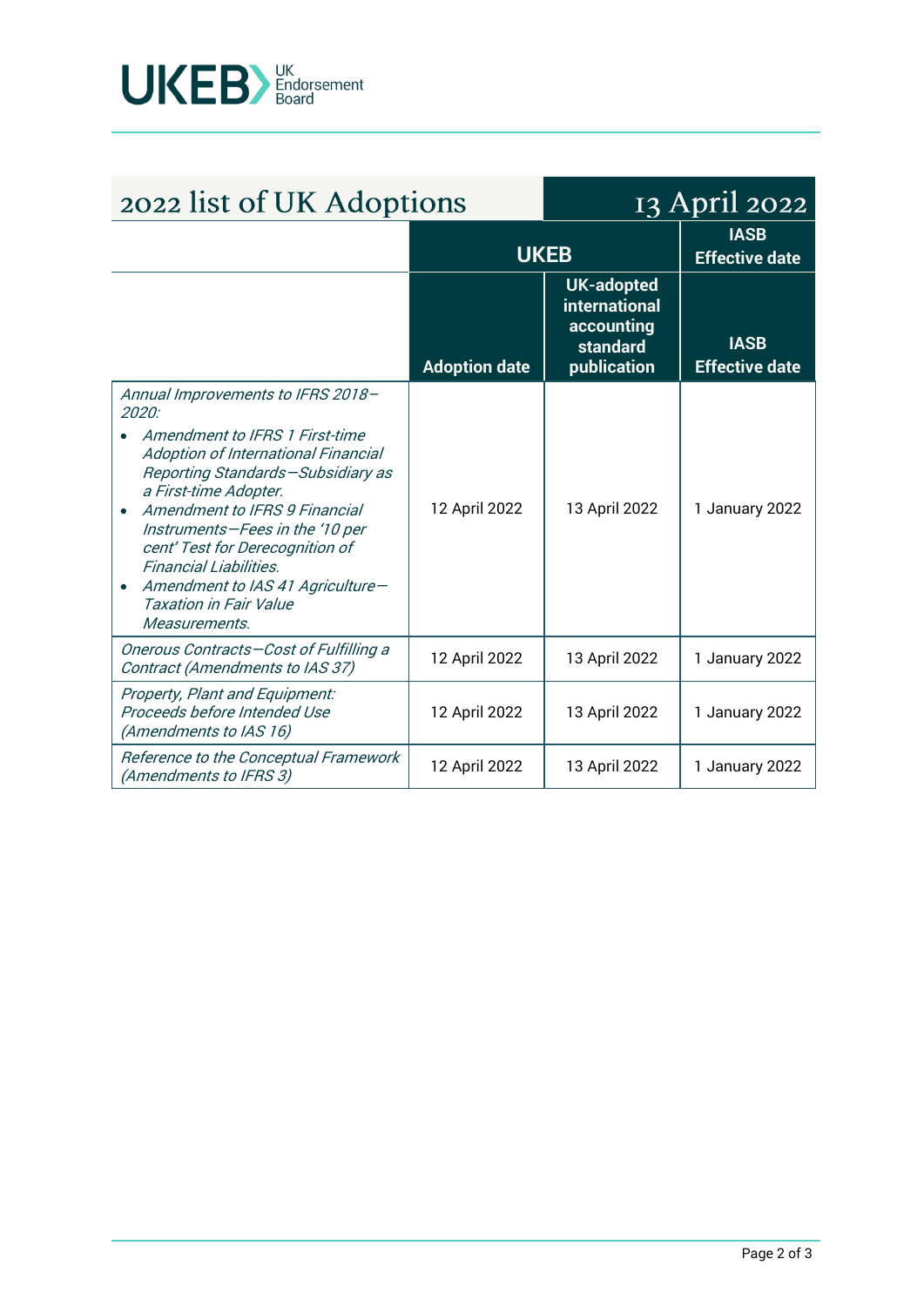## 2022 list of UK Adoptions — 13 April 2022

| | UKEB | | IASB Effective date |
|---|---|---|---|
| | Adoption date | UK-adopted international accounting standard publication | IASB Effective date |
| *Annual Improvements to IFRS 2018–2020:*<br>• *Amendment to IFRS 1 First-time Adoption of International Financial Reporting Standards—Subsidiary as a First-time Adopter.*<br>• *Amendment to IFRS 9 Financial Instruments—Fees in the '10 per cent' Test for Derecognition of Financial Liabilities.*<br>• *Amendment to IAS 41 Agriculture—Taxation in Fair Value Measurements.* | 12 April 2022 | 13 April 2022 | 1 January 2022 |
| *Onerous Contracts—Cost of Fulfilling a Contract (Amendments to IAS 37)* | 12 April 2022 | 13 April 2022 | 1 January 2022 |
| *Property, Plant and Equipment: Proceeds before Intended Use (Amendments to IAS 16)* | 12 April 2022 | 13 April 2022 | 1 January 2022 |
| *Reference to the Conceptual Framework (Amendments to IFRS 3)* | 12 April 2022 | 13 April 2022 | 1 January 2022 |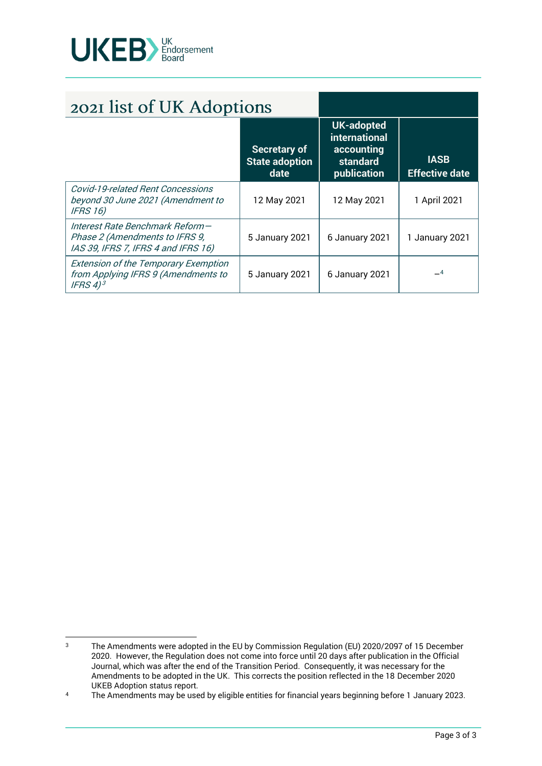## 2021 list of UK Adoptions

| | Secretary of State adoption date | UK-adopted international accounting standard publication | IASB Effective date |
|---|---|---|---|
| *Covid-19-related Rent Concessions beyond 30 June 2021 (Amendment to IFRS 16)* | 12 May 2021 | 12 May 2021 | 1 April 2021 |
| *Interest Rate Benchmark Reform—Phase 2 (Amendments to IFRS 9, IAS 39, IFRS 7, IFRS 4 and IFRS 16)* | 5 January 2021 | 6 January 2021 | 1 January 2021 |
| *Extension of the Temporary Exemption from Applying IFRS 9 (Amendments to IFRS 4)*[3] | 5 January 2021 | 6 January 2021 | –[4] |

[3] The Amendments were adopted in the EU by Commission Regulation (EU) 2020/2097 of 15 December 2020. However, the Regulation does not come into force until 20 days after publication in the Official Journal, which was after the end of the Transition Period. Consequently, it was necessary for the Amendments to be adopted in the UK. This corrects the position reflected in the 18 December 2020 UKEB Adoption status report.

[4] The Amendments may be used by eligible entities for financial years beginning before 1 January 2023.